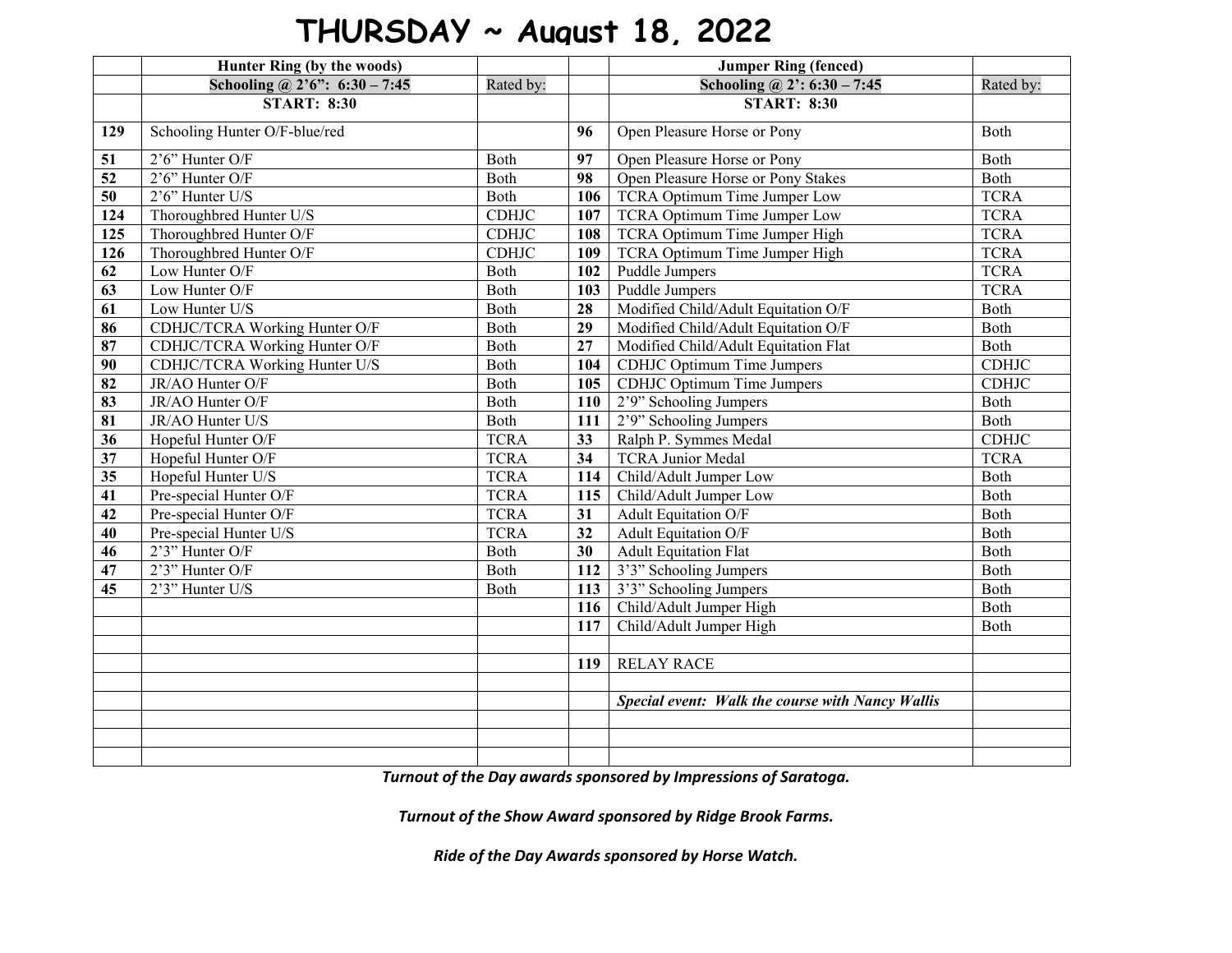# THURSDAY ~ August 18, 2022

| | Hunter Ring (by the woods) | | | Jumper Ring (fenced) | |
|---|---|---|---|---|---|
| | Schooling @ 2'6": 6:30 – 7:45 | Rated by: | | Schooling @ 2': 6:30 – 7:45 | Rated by: |
| | START: 8:30 | | | START: 8:30 | |
| 129 | Schooling Hunter O/F-blue/red | | 96 | Open Pleasure Horse or Pony | Both |
| 51 | 2'6" Hunter O/F | Both | 97 | Open Pleasure Horse or Pony | Both |
| 52 | 2'6" Hunter O/F | Both | 98 | Open Pleasure Horse or Pony Stakes | Both |
| 50 | 2'6" Hunter U/S | Both | 106 | TCRA Optimum Time Jumper Low | TCRA |
| 124 | Thoroughbred Hunter U/S | CDHJC | 107 | TCRA Optimum Time Jumper Low | TCRA |
| 125 | Thoroughbred Hunter O/F | CDHJC | 108 | TCRA Optimum Time Jumper High | TCRA |
| 126 | Thoroughbred Hunter O/F | CDHJC | 109 | TCRA Optimum Time Jumper High | TCRA |
| 62 | Low Hunter O/F | Both | 102 | Puddle Jumpers | TCRA |
| 63 | Low Hunter O/F | Both | 103 | Puddle Jumpers | TCRA |
| 61 | Low Hunter U/S | Both | 28 | Modified Child/Adult Equitation O/F | Both |
| 86 | CDHJC/TCRA Working Hunter O/F | Both | 29 | Modified Child/Adult Equitation O/F | Both |
| 87 | CDHJC/TCRA Working Hunter O/F | Both | 27 | Modified Child/Adult Equitation Flat | Both |
| 90 | CDHJC/TCRA Working Hunter U/S | Both | 104 | CDHJC Optimum Time Jumpers | CDHJC |
| 82 | JR/AO Hunter O/F | Both | 105 | CDHJC Optimum Time Jumpers | CDHJC |
| 83 | JR/AO Hunter O/F | Both | 110 | 2'9" Schooling Jumpers | Both |
| 81 | JR/AO Hunter U/S | Both | 111 | 2'9" Schooling Jumpers | Both |
| 36 | Hopeful Hunter O/F | TCRA | 33 | Ralph P. Symmes Medal | CDHJC |
| 37 | Hopeful Hunter O/F | TCRA | 34 | TCRA Junior Medal | TCRA |
| 35 | Hopeful Hunter U/S | TCRA | 114 | Child/Adult Jumper Low | Both |
| 41 | Pre-special Hunter O/F | TCRA | 115 | Child/Adult Jumper Low | Both |
| 42 | Pre-special Hunter O/F | TCRA | 31 | Adult Equitation O/F | Both |
| 40 | Pre-special Hunter U/S | TCRA | 32 | Adult Equitation O/F | Both |
| 46 | 2'3" Hunter O/F | Both | 30 | Adult Equitation Flat | Both |
| 47 | 2'3" Hunter O/F | Both | 112 | 3'3" Schooling Jumpers | Both |
| 45 | 2'3" Hunter U/S | Both | 113 | 3'3" Schooling Jumpers | Both |
| | | | 116 | Child/Adult Jumper High | Both |
| | | | 117 | Child/Adult Jumper High | Both |
| | | | | | |
| | | | 119 | RELAY RACE | |
| | | | | | |
| | | | | ***Special event: Walk the course with Nancy Wallis*** | |
| | | | | | |
| | | | | | |
| | | | | | |

***Turnout of the Day awards sponsored by Impressions of Saratoga.***

***Turnout of the Show Award sponsored by Ridge Brook Farms.***

***Ride of the Day Awards sponsored by Horse Watch.***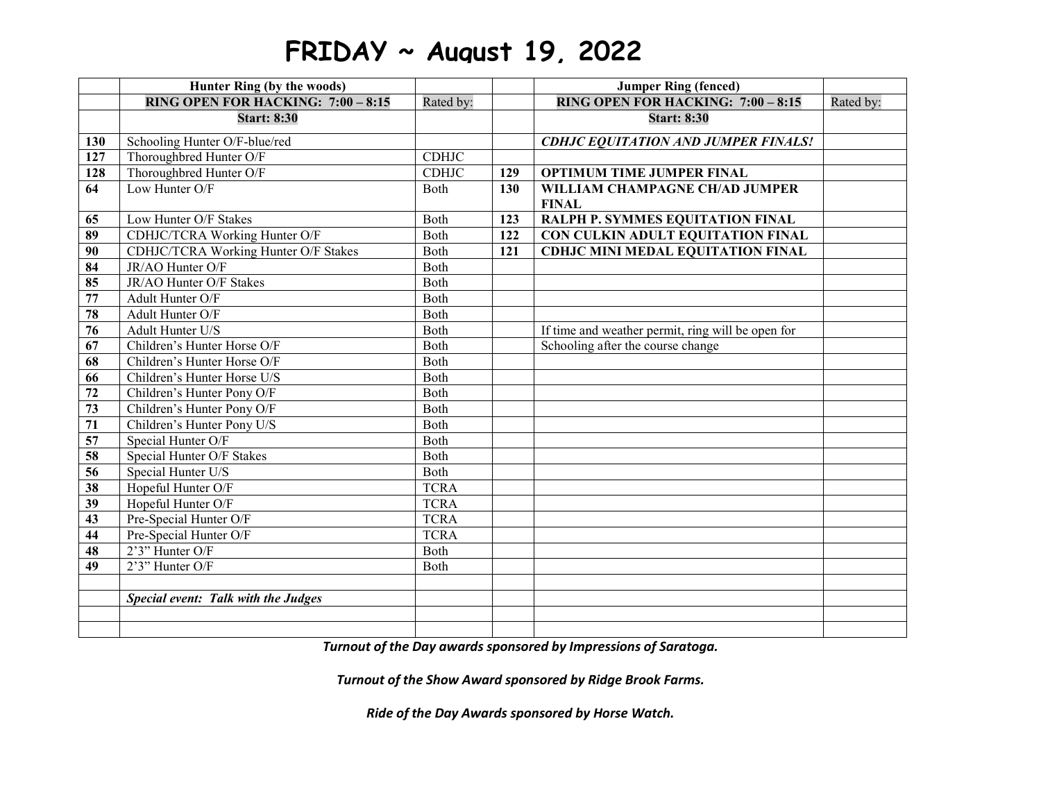# FRIDAY ~ August 19, 2022

| | Hunter Ring (by the woods) | | | Jumper Ring (fenced) | |
|---|---|---|---|---|---|
| | **RING OPEN FOR HACKING: 7:00 – 8:15** | Rated by: | | **RING OPEN FOR HACKING: 7:00 – 8:15** | Rated by: |
| | **Start: 8:30** | | | **Start: 8:30** | |
| **130** | Schooling Hunter O/F-blue/red | | | ***CDHJC EQUITATION AND JUMPER FINALS!*** | |
| **127** | Thoroughbred Hunter O/F | CDHJC | | | |
| **128** | Thoroughbred Hunter O/F | CDHJC | **129** | **OPTIMUM TIME JUMPER FINAL** | |
| **64** | Low Hunter O/F | Both | **130** | **WILLIAM CHAMPAGNE CH/AD JUMPER FINAL** | |
| **65** | Low Hunter O/F Stakes | Both | **123** | **RALPH P. SYMMES EQUITATION FINAL** | |
| **89** | CDHJC/TCRA Working Hunter O/F | Both | **122** | **CON CULKIN ADULT EQUITATION FINAL** | |
| **90** | CDHJC/TCRA Working Hunter O/F Stakes | Both | **121** | **CDHJC MINI MEDAL EQUITATION FINAL** | |
| **84** | JR/AO Hunter O/F | Both | | | |
| **85** | JR/AO Hunter O/F Stakes | Both | | | |
| **77** | Adult Hunter O/F | Both | | | |
| **78** | Adult Hunter O/F | Both | | | |
| **76** | Adult Hunter U/S | Both | | If time and weather permit, ring will be open for | |
| **67** | Children's Hunter Horse O/F | Both | | Schooling after the course change | |
| **68** | Children's Hunter Horse O/F | Both | | | |
| **66** | Children's Hunter Horse U/S | Both | | | |
| **72** | Children's Hunter Pony O/F | Both | | | |
| **73** | Children's Hunter Pony O/F | Both | | | |
| **71** | Children's Hunter Pony U/S | Both | | | |
| **57** | Special Hunter O/F | Both | | | |
| **58** | Special Hunter O/F Stakes | Both | | | |
| **56** | Special Hunter U/S | Both | | | |
| **38** | Hopeful Hunter O/F | TCRA | | | |
| **39** | Hopeful Hunter O/F | TCRA | | | |
| **43** | Pre-Special Hunter O/F | TCRA | | | |
| **44** | Pre-Special Hunter O/F | TCRA | | | |
| **48** | 2'3" Hunter O/F | Both | | | |
| **49** | 2'3" Hunter O/F | Both | | | |
| | | | | | |
| | ***Special event: Talk with the Judges*** | | | | |
| | | | | | |
| | | | | | |

***Turnout of the Day awards sponsored by Impressions of Saratoga.***

***Turnout of the Show Award sponsored by Ridge Brook Farms.***

***Ride of the Day Awards sponsored by Horse Watch.***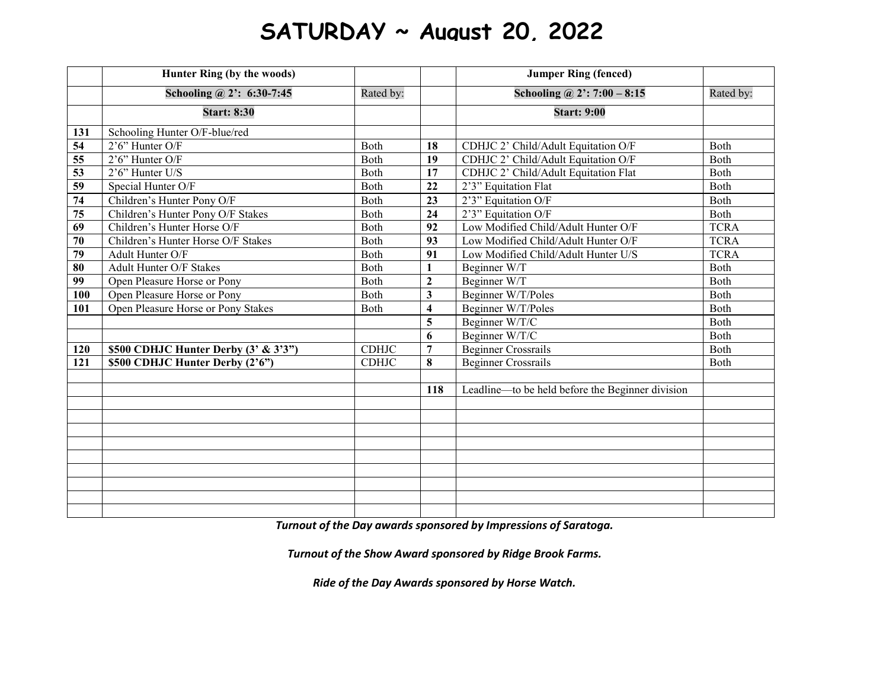# SATURDAY ~ August 20, 2022

| | Hunter Ring (by the woods) | | | Jumper Ring (fenced) | |
|---|---|---|---|---|---|
| | **Schooling @ 2': 6:30-7:45** | Rated by: | | **Schooling @ 2': 7:00 – 8:15** | Rated by: |
| | **Start: 8:30** | | | **Start: 9:00** | |
| **131** | Schooling Hunter O/F-blue/red | | | | |
| **54** | 2'6" Hunter O/F | Both | **18** | CDHJC 2' Child/Adult Equitation O/F | Both |
| **55** | 2'6" Hunter O/F | Both | **19** | CDHJC 2' Child/Adult Equitation O/F | Both |
| **53** | 2'6" Hunter U/S | Both | **17** | CDHJC 2' Child/Adult Equitation Flat | Both |
| **59** | Special Hunter O/F | Both | **22** | 2'3" Equitation Flat | Both |
| **74** | Children's Hunter Pony O/F | Both | **23** | 2'3" Equitation O/F | Both |
| **75** | Children's Hunter Pony O/F Stakes | Both | **24** | 2'3" Equitation O/F | Both |
| **69** | Children's Hunter Horse O/F | Both | **92** | Low Modified Child/Adult Hunter O/F | TCRA |
| **70** | Children's Hunter Horse O/F Stakes | Both | **93** | Low Modified Child/Adult Hunter O/F | TCRA |
| **79** | Adult Hunter O/F | Both | **91** | Low Modified Child/Adult Hunter U/S | TCRA |
| **80** | Adult Hunter O/F Stakes | Both | **1** | Beginner W/T | Both |
| **99** | Open Pleasure Horse or Pony | Both | **2** | Beginner W/T | Both |
| **100** | Open Pleasure Horse or Pony | Both | **3** | Beginner W/T/Poles | Both |
| **101** | Open Pleasure Horse or Pony Stakes | Both | **4** | Beginner W/T/Poles | Both |
| | | | **5** | Beginner W/T/C | Both |
| | | | **6** | Beginner W/T/C | Both |
| **120** | **$500 CDHJC Hunter Derby (3' & 3'3")** | CDHJC | **7** | Beginner Crossrails | Both |
| **121** | **$500 CDHJC Hunter Derby (2'6")** | CDHJC | **8** | Beginner Crossrails | Both |
| | | | | | |
| | | | **118** | Leadline—to be held before the Beginner division | |

***Turnout of the Day awards sponsored by Impressions of Saratoga.***

***Turnout of the Show Award sponsored by Ridge Brook Farms.***

***Ride of the Day Awards sponsored by Horse Watch.***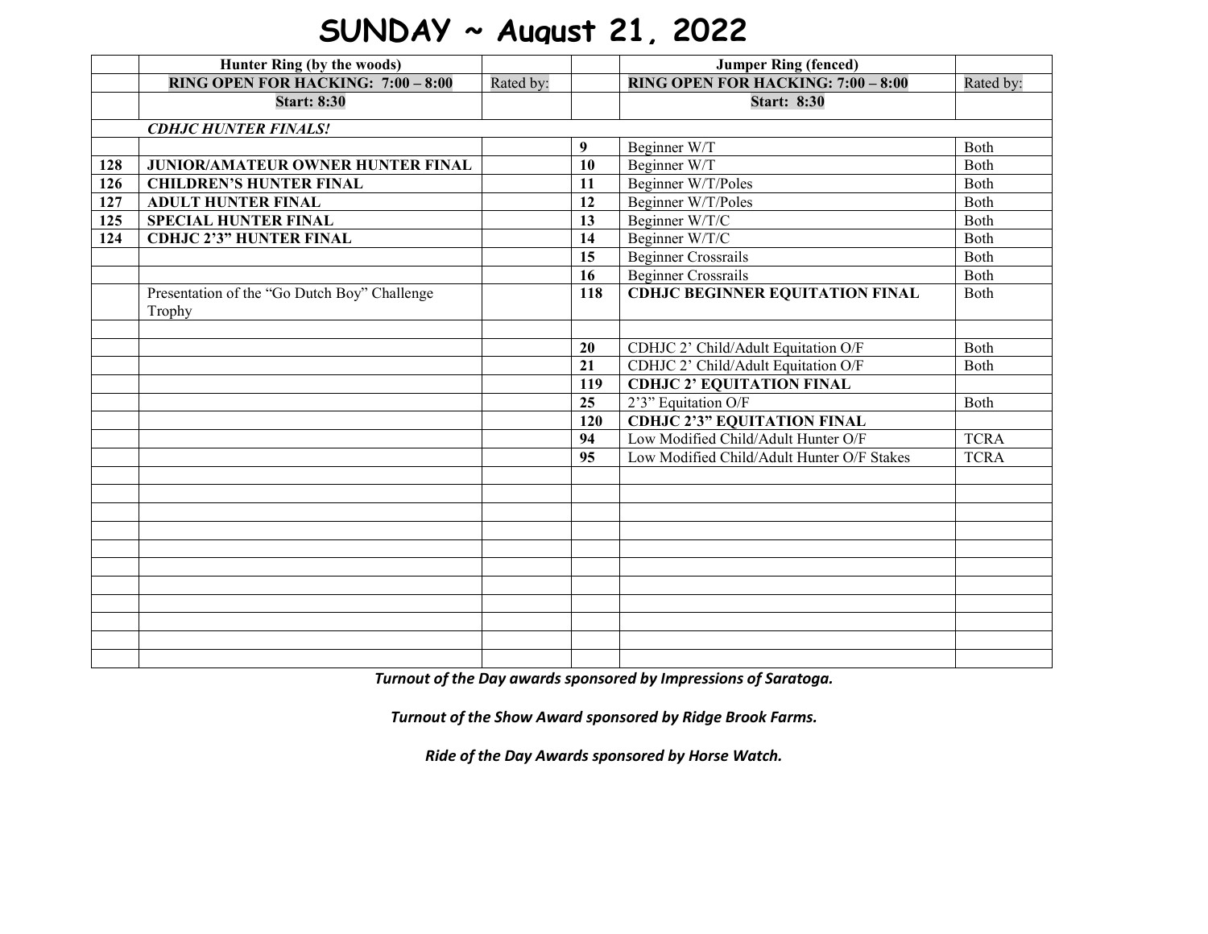# SUNDAY ~ August 21, 2022

| | Hunter Ring (by the woods) | | | Jumper Ring (fenced) | |
|---|---|---|---|---|---|
| | **RING OPEN FOR HACKING: 7:00 – 8:00** | Rated by: | | **RING OPEN FOR HACKING: 7:00 – 8:00** | Rated by: |
| | **Start: 8:30** | | | **Start: 8:30** | |
| | ***CDHJC HUNTER FINALS!*** | | | | |
| | | | **9** | Beginner W/T | Both |
| **128** | **JUNIOR/AMATEUR OWNER HUNTER FINAL** | | **10** | Beginner W/T | Both |
| **126** | **CHILDREN'S HUNTER FINAL** | | **11** | Beginner W/T/Poles | Both |
| **127** | **ADULT HUNTER FINAL** | | **12** | Beginner W/T/Poles | Both |
| **125** | **SPECIAL HUNTER FINAL** | | **13** | Beginner W/T/C | Both |
| **124** | **CDHJC 2'3" HUNTER FINAL** | | **14** | Beginner W/T/C | Both |
| | | | **15** | Beginner Crossrails | Both |
| | | | **16** | Beginner Crossrails | Both |
| | Presentation of the "Go Dutch Boy" Challenge Trophy | | **118** | **CDHJC BEGINNER EQUITATION FINAL** | Both |
| | | | | | |
| | | | **20** | CDHJC 2' Child/Adult Equitation O/F | Both |
| | | | **21** | CDHJC 2' Child/Adult Equitation O/F | Both |
| | | | **119** | **CDHJC 2' EQUITATION FINAL** | |
| | | | **25** | 2'3" Equitation O/F | Both |
| | | | **120** | **CDHJC 2'3" EQUITATION FINAL** | |
| | | | **94** | Low Modified Child/Adult Hunter O/F | TCRA |
| | | | **95** | Low Modified Child/Adult Hunter O/F Stakes | TCRA |

***Turnout of the Day awards sponsored by Impressions of Saratoga.***

***Turnout of the Show Award sponsored by Ridge Brook Farms.***

***Ride of the Day Awards sponsored by Horse Watch.***